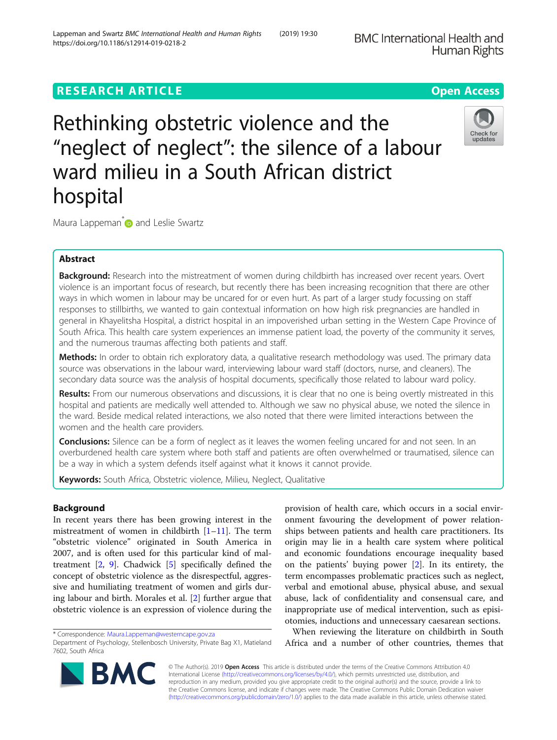RESEARCH ARTICLE

Open Access

# Rethinking obstetric violence and the "neglect of neglect": the silence of a labour ward milieu in a South African district hospital

Maura Lappeman* and Leslie Swartz

## Abstract

**Background:** Research into the mistreatment of women during childbirth has increased over recent years. Overt violence is an important focus of research, but recently there has been increasing recognition that there are other ways in which women in labour may be uncared for or even hurt. As part of a larger study focussing on staff responses to stillbirths, we wanted to gain contextual information on how high risk pregnancies are handled in general in Khayelitsha Hospital, a district hospital in an impoverished urban setting in the Western Cape Province of South Africa. This health care system experiences an immense patient load, the poverty of the community it serves, and the numerous traumas affecting both patients and staff.

**Methods:** In order to obtain rich exploratory data, a qualitative research methodology was used. The primary data source was observations in the labour ward, interviewing labour ward staff (doctors, nurse, and cleaners). The secondary data source was the analysis of hospital documents, specifically those related to labour ward policy.

**Results:** From our numerous observations and discussions, it is clear that no one is being overtly mistreated in this hospital and patients are medically well attended to. Although we saw no physical abuse, we noted the silence in the ward. Beside medical related interactions, we also noted that there were limited interactions between the women and the health care providers.

**Conclusions:** Silence can be a form of neglect as it leaves the women feeling uncared for and not seen. In an overburdened health care system where both staff and patients are often overwhelmed or traumatised, silence can be a way in which a system defends itself against what it knows it cannot provide.

**Keywords:** South Africa, Obstetric violence, Milieu, Neglect, Qualitative

## Background

In recent years there has been growing interest in the mistreatment of women in childbirth [1–11]. The term "obstetric violence" originated in South America in 2007, and is often used for this particular kind of maltreatment [2, 9]. Chadwick [5] specifically defined the concept of obstetric violence as the disrespectful, aggressive and humiliating treatment of women and girls during labour and birth. Morales et al. [2] further argue that obstetric violence is an expression of violence during the provision of health care, which occurs in a social environment favouring the development of power relationships between patients and health care practitioners. Its origin may lie in a health care system where political and economic foundations encourage inequality based on the patients' buying power [2]. In its entirety, the term encompasses problematic practices such as neglect, verbal and emotional abuse, physical abuse, and sexual abuse, lack of confidentiality and consensual care, and inappropriate use of medical intervention, such as episiotomies, inductions and unnecessary caesarean sections.

When reviewing the literature on childbirth in South Africa and a number of other countries, themes that

---

* Correspondence: Maura.Lappeman@westerncape.gov.za
Department of Psychology, Stellenbosch University, Private Bag X1, Matieland 7602, South Africa

© The Author(s). 2019 **Open Access** This article is distributed under the terms of the Creative Commons Attribution 4.0 International License (http://creativecommons.org/licenses/by/4.0/), which permits unrestricted use, distribution, and reproduction in any medium, provided you give appropriate credit to the original author(s) and the source, provide a link to the Creative Commons license, and indicate if changes were made. The Creative Commons Public Domain Dedication waiver (http://creativecommons.org/publicdomain/zero/1.0/) applies to the data made available in this article, unless otherwise stated.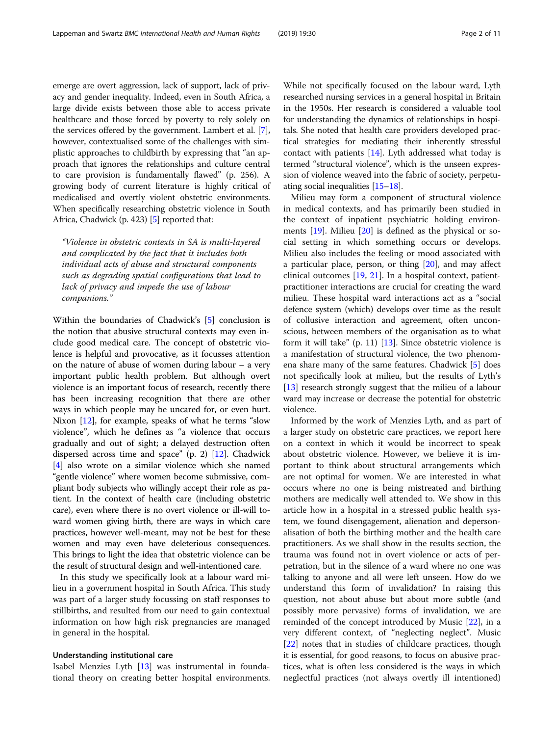emerge are overt aggression, lack of support, lack of privacy and gender inequality. Indeed, even in South Africa, a large divide exists between those able to access private healthcare and those forced by poverty to rely solely on the services offered by the government. Lambert et al. [7], however, contextualised some of the challenges with simplistic approaches to childbirth by expressing that "an approach that ignores the relationships and culture central to care provision is fundamentally flawed" (p. 256). A growing body of current literature is highly critical of medicalised and overtly violent obstetric environments. When specifically researching obstetric violence in South Africa, Chadwick (p. 423) [5] reported that:

> *"Violence in obstetric contexts in SA is multi-layered and complicated by the fact that it includes both individual acts of abuse and structural components such as degrading spatial configurations that lead to lack of privacy and impede the use of labour companions."*

Within the boundaries of Chadwick's [5] conclusion is the notion that abusive structural contexts may even include good medical care. The concept of obstetric violence is helpful and provocative, as it focusses attention on the nature of abuse of women during labour – a very important public health problem. But although overt violence is an important focus of research, recently there has been increasing recognition that there are other ways in which people may be uncared for, or even hurt. Nixon [12], for example, speaks of what he terms "slow violence", which he defines as "a violence that occurs gradually and out of sight; a delayed destruction often dispersed across time and space" (p. 2) [12]. Chadwick [4] also wrote on a similar violence which she named "gentle violence" where women become submissive, compliant body subjects who willingly accept their role as patient. In the context of health care (including obstetric care), even where there is no overt violence or ill-will toward women giving birth, there are ways in which care practices, however well-meant, may not be best for these women and may even have deleterious consequences. This brings to light the idea that obstetric violence can be the result of structural design and well-intentioned care.

In this study we specifically look at a labour ward milieu in a government hospital in South Africa. This study was part of a larger study focussing on staff responses to stillbirths, and resulted from our need to gain contextual information on how high risk pregnancies are managed in general in the hospital.

### Understanding institutional care

Isabel Menzies Lyth [13] was instrumental in foundational theory on creating better hospital environments. While not specifically focused on the labour ward, Lyth researched nursing services in a general hospital in Britain in the 1950s. Her research is considered a valuable tool for understanding the dynamics of relationships in hospitals. She noted that health care providers developed practical strategies for mediating their inherently stressful contact with patients [14]. Lyth addressed what today is termed "structural violence", which is the unseen expression of violence weaved into the fabric of society, perpetuating social inequalities [15–18].

Milieu may form a component of structural violence in medical contexts, and has primarily been studied in the context of inpatient psychiatric holding environments [19]. Milieu [20] is defined as the physical or social setting in which something occurs or develops. Milieu also includes the feeling or mood associated with a particular place, person, or thing [20], and may affect clinical outcomes [19, 21]. In a hospital context, patient-practitioner interactions are crucial for creating the ward milieu. These hospital ward interactions act as a "social defence system (which) develops over time as the result of collusive interaction and agreement, often unconscious, between members of the organisation as to what form it will take" (p. 11) [13]. Since obstetric violence is a manifestation of structural violence, the two phenomena share many of the same features. Chadwick [5] does not specifically look at milieu, but the results of Lyth's [13] research strongly suggest that the milieu of a labour ward may increase or decrease the potential for obstetric violence.

Informed by the work of Menzies Lyth, and as part of a larger study on obstetric care practices, we report here on a context in which it would be incorrect to speak about obstetric violence. However, we believe it is important to think about structural arrangements which are not optimal for women. We are interested in what occurs where no one is being mistreated and birthing mothers are medically well attended to. We show in this article how in a hospital in a stressed public health system, we found disengagement, alienation and depersonalisation of both the birthing mother and the health care practitioners. As we shall show in the results section, the trauma was found not in overt violence or acts of perpetration, but in the silence of a ward where no one was talking to anyone and all were left unseen. How do we understand this form of invalidation? In raising this question, not about abuse but about more subtle (and possibly more pervasive) forms of invalidation, we are reminded of the concept introduced by Music [22], in a very different context, of "neglecting neglect". Music [22] notes that in studies of childcare practices, though it is essential, for good reasons, to focus on abusive practices, what is often less considered is the ways in which neglectful practices (not always overtly ill intentioned)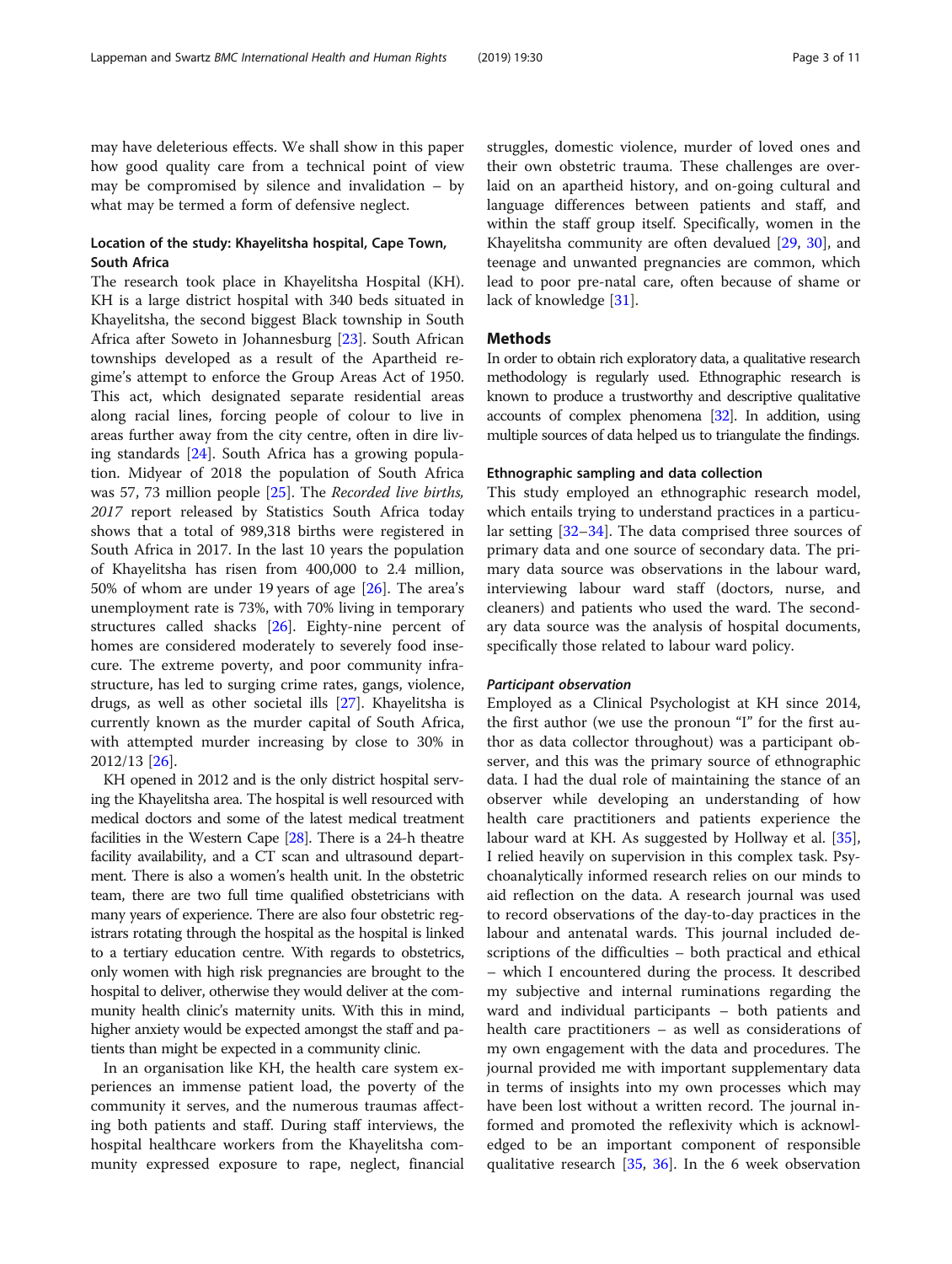may have deleterious effects. We shall show in this paper how good quality care from a technical point of view may be compromised by silence and invalidation – by what may be termed a form of defensive neglect.

### Location of the study: Khayelitsha hospital, Cape Town, South Africa

The research took place in Khayelitsha Hospital (KH). KH is a large district hospital with 340 beds situated in Khayelitsha, the second biggest Black township in South Africa after Soweto in Johannesburg [23]. South African townships developed as a result of the Apartheid regime's attempt to enforce the Group Areas Act of 1950. This act, which designated separate residential areas along racial lines, forcing people of colour to live in areas further away from the city centre, often in dire living standards [24]. South Africa has a growing population. Midyear of 2018 the population of South Africa was 57, 73 million people [25]. The *Recorded live births, 2017* report released by Statistics South Africa today shows that a total of 989,318 births were registered in South Africa in 2017. In the last 10 years the population of Khayelitsha has risen from 400,000 to 2.4 million, 50% of whom are under 19 years of age [26]. The area's unemployment rate is 73%, with 70% living in temporary structures called shacks [26]. Eighty-nine percent of homes are considered moderately to severely food insecure. The extreme poverty, and poor community infrastructure, has led to surging crime rates, gangs, violence, drugs, as well as other societal ills [27]. Khayelitsha is currently known as the murder capital of South Africa, with attempted murder increasing by close to 30% in 2012/13 [26].

KH opened in 2012 and is the only district hospital serving the Khayelitsha area. The hospital is well resourced with medical doctors and some of the latest medical treatment facilities in the Western Cape [28]. There is a 24-h theatre facility availability, and a CT scan and ultrasound department. There is also a women's health unit. In the obstetric team, there are two full time qualified obstetricians with many years of experience. There are also four obstetric registrars rotating through the hospital as the hospital is linked to a tertiary education centre. With regards to obstetrics, only women with high risk pregnancies are brought to the hospital to deliver, otherwise they would deliver at the community health clinic's maternity units. With this in mind, higher anxiety would be expected amongst the staff and patients than might be expected in a community clinic.

In an organisation like KH, the health care system experiences an immense patient load, the poverty of the community it serves, and the numerous traumas affecting both patients and staff. During staff interviews, the hospital healthcare workers from the Khayelitsha community expressed exposure to rape, neglect, financial struggles, domestic violence, murder of loved ones and their own obstetric trauma. These challenges are overlaid on an apartheid history, and on-going cultural and language differences between patients and staff, and within the staff group itself. Specifically, women in the Khayelitsha community are often devalued [29, 30], and teenage and unwanted pregnancies are common, which lead to poor pre-natal care, often because of shame or lack of knowledge [31].

## Methods

In order to obtain rich exploratory data, a qualitative research methodology is regularly used. Ethnographic research is known to produce a trustworthy and descriptive qualitative accounts of complex phenomena [32]. In addition, using multiple sources of data helped us to triangulate the findings.

### Ethnographic sampling and data collection

This study employed an ethnographic research model, which entails trying to understand practices in a particular setting [32–34]. The data comprised three sources of primary data and one source of secondary data. The primary data source was observations in the labour ward, interviewing labour ward staff (doctors, nurse, and cleaners) and patients who used the ward. The secondary data source was the analysis of hospital documents, specifically those related to labour ward policy.

#### *Participant observation*

Employed as a Clinical Psychologist at KH since 2014, the first author (we use the pronoun "I" for the first author as data collector throughout) was a participant observer, and this was the primary source of ethnographic data. I had the dual role of maintaining the stance of an observer while developing an understanding of how health care practitioners and patients experience the labour ward at KH. As suggested by Hollway et al. [35], I relied heavily on supervision in this complex task. Psychoanalytically informed research relies on our minds to aid reflection on the data. A research journal was used to record observations of the day-to-day practices in the labour and antenatal wards. This journal included descriptions of the difficulties – both practical and ethical – which I encountered during the process. It described my subjective and internal ruminations regarding the ward and individual participants – both patients and health care practitioners – as well as considerations of my own engagement with the data and procedures. The journal provided me with important supplementary data in terms of insights into my own processes which may have been lost without a written record. The journal informed and promoted the reflexivity which is acknowledged to be an important component of responsible qualitative research [35, 36]. In the 6 week observation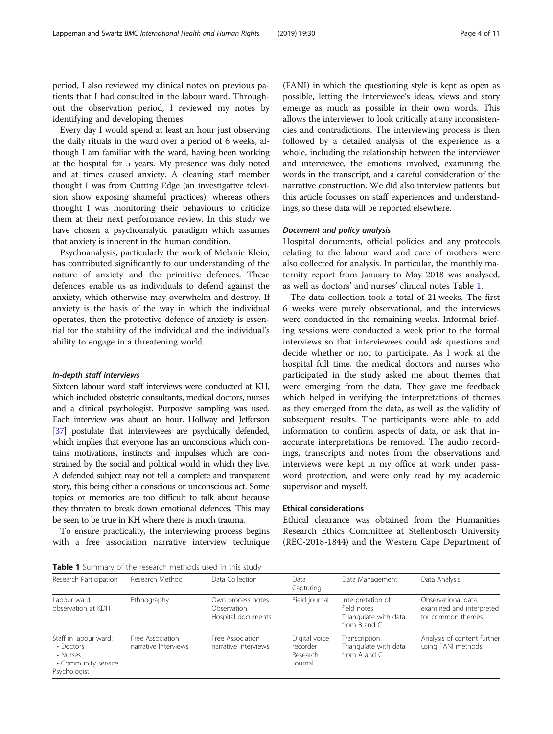period, I also reviewed my clinical notes on previous patients that I had consulted in the labour ward. Throughout the observation period, I reviewed my notes by identifying and developing themes.

Every day I would spend at least an hour just observing the daily rituals in the ward over a period of 6 weeks, although I am familiar with the ward, having been working at the hospital for 5 years. My presence was duly noted and at times caused anxiety. A cleaning staff member thought I was from Cutting Edge (an investigative television show exposing shameful practices), whereas others thought I was monitoring their behaviours to criticize them at their next performance review. In this study we have chosen a psychoanalytic paradigm which assumes that anxiety is inherent in the human condition.

Psychoanalysis, particularly the work of Melanie Klein, has contributed significantly to our understanding of the nature of anxiety and the primitive defences. These defences enable us as individuals to defend against the anxiety, which otherwise may overwhelm and destroy. If anxiety is the basis of the way in which the individual operates, then the protective defence of anxiety is essential for the stability of the individual and the individual's ability to engage in a threatening world.

#### *In-depth staff interviews*

Sixteen labour ward staff interviews were conducted at KH, which included obstetric consultants, medical doctors, nurses and a clinical psychologist. Purposive sampling was used. Each interview was about an hour. Hollway and Jefferson [37] postulate that interviewees are psychically defended, which implies that everyone has an unconscious which contains motivations, instincts and impulses which are constrained by the social and political world in which they live. A defended subject may not tell a complete and transparent story, this being either a conscious or unconscious act. Some topics or memories are too difficult to talk about because they threaten to break down emotional defences. This may be seen to be true in KH where there is much trauma.

To ensure practicality, the interviewing process begins with a free association narrative interview technique (FANI) in which the questioning style is kept as open as possible, letting the interviewee's ideas, views and story emerge as much as possible in their own words. This allows the interviewer to look critically at any inconsistencies and contradictions. The interviewing process is then followed by a detailed analysis of the experience as a whole, including the relationship between the interviewer and interviewee, the emotions involved, examining the words in the transcript, and a careful consideration of the narrative construction. We did also interview patients, but this article focusses on staff experiences and understandings, so these data will be reported elsewhere.

#### *Document and policy analysis*

Hospital documents, official policies and any protocols relating to the labour ward and care of mothers were also collected for analysis. In particular, the monthly maternity report from January to May 2018 was analysed, as well as doctors' and nurses' clinical notes Table 1.

The data collection took a total of 21 weeks. The first 6 weeks were purely observational, and the interviews were conducted in the remaining weeks. Informal briefing sessions were conducted a week prior to the formal interviews so that interviewees could ask questions and decide whether or not to participate. As I work at the hospital full time, the medical doctors and nurses who participated in the study asked me about themes that were emerging from the data. They gave me feedback which helped in verifying the interpretations of themes as they emerged from the data, as well as the validity of subsequent results. The participants were able to add information to confirm aspects of data, or ask that inaccurate interpretations be removed. The audio recordings, transcripts and notes from the observations and interviews were kept in my office at work under password protection, and were only read by my academic supervisor and myself.

### Ethical considerations

Ethical clearance was obtained from the Humanities Research Ethics Committee at Stellenbosch University (REC-2018-1844) and the Western Cape Department of

**Table 1** Summary of the research methods used in this study

| Research Participation | Research Method | Data Collection | Data Capturing | Data Management | Data Analysis |
|---|---|---|---|---|---|
| Labour ward observation at KDH | Ethnography | Own process notes<br>Observation<br>Hospital documents | Field journal | Interpretation of field notes<br>Triangulate with data from B and C | Observational data examined and interpreted for common themes |
| Staff in labour ward:<br>• Doctors<br>• Nurses<br>• Community service Psychologist | Free Association narrative Interviews | Free Association narrative Interviews | Digital voice recorder<br>Research Journal | Transcription<br>Triangulate with data from A and C | Analysis of content further using FANI methods. |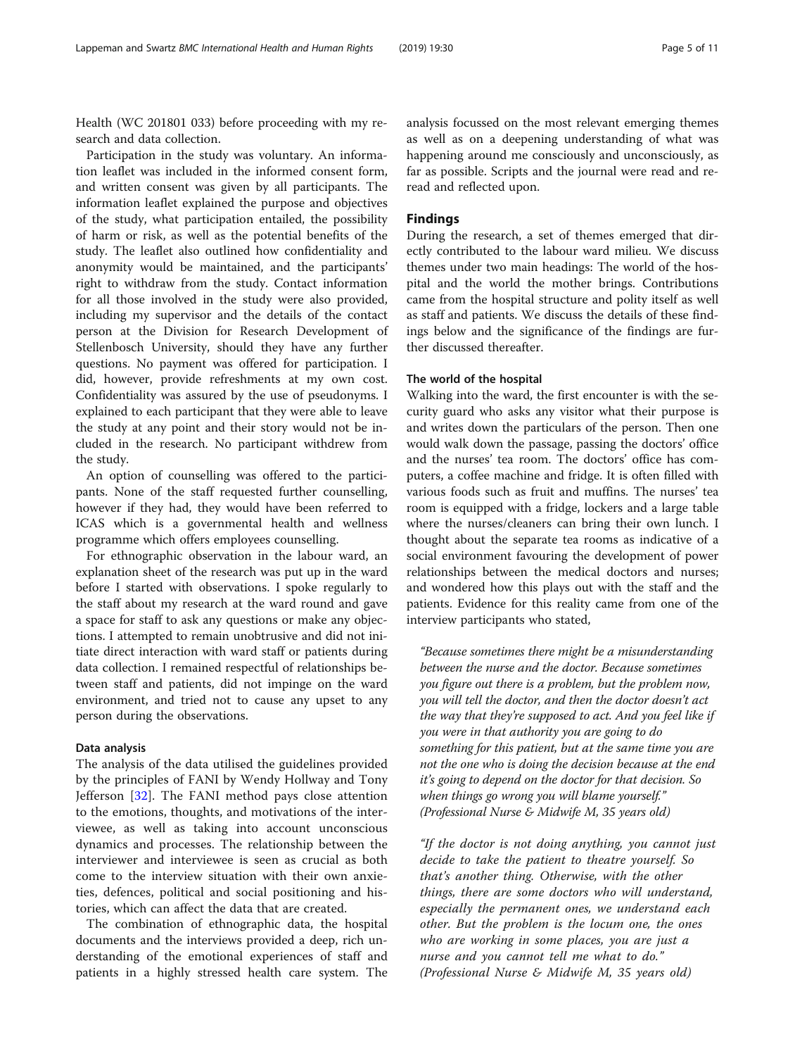Health (WC 201801 033) before proceeding with my research and data collection.

Participation in the study was voluntary. An information leaflet was included in the informed consent form, and written consent was given by all participants. The information leaflet explained the purpose and objectives of the study, what participation entailed, the possibility of harm or risk, as well as the potential benefits of the study. The leaflet also outlined how confidentiality and anonymity would be maintained, and the participants' right to withdraw from the study. Contact information for all those involved in the study were also provided, including my supervisor and the details of the contact person at the Division for Research Development of Stellenbosch University, should they have any further questions. No payment was offered for participation. I did, however, provide refreshments at my own cost. Confidentiality was assured by the use of pseudonyms. I explained to each participant that they were able to leave the study at any point and their story would not be included in the research. No participant withdrew from the study.

An option of counselling was offered to the participants. None of the staff requested further counselling, however if they had, they would have been referred to ICAS which is a governmental health and wellness programme which offers employees counselling.

For ethnographic observation in the labour ward, an explanation sheet of the research was put up in the ward before I started with observations. I spoke regularly to the staff about my research at the ward round and gave a space for staff to ask any questions or make any objections. I attempted to remain unobtrusive and did not initiate direct interaction with ward staff or patients during data collection. I remained respectful of relationships between staff and patients, did not impinge on the ward environment, and tried not to cause any upset to any person during the observations.

### Data analysis

The analysis of the data utilised the guidelines provided by the principles of FANI by Wendy Hollway and Tony Jefferson [32]. The FANI method pays close attention to the emotions, thoughts, and motivations of the interviewee, as well as taking into account unconscious dynamics and processes. The relationship between the interviewer and interviewee is seen as crucial as both come to the interview situation with their own anxieties, defences, political and social positioning and histories, which can affect the data that are created.

The combination of ethnographic data, the hospital documents and the interviews provided a deep, rich understanding of the emotional experiences of staff and patients in a highly stressed health care system. The analysis focussed on the most relevant emerging themes as well as on a deepening understanding of what was happening around me consciously and unconsciously, as far as possible. Scripts and the journal were read and reread and reflected upon.

## Findings

During the research, a set of themes emerged that directly contributed to the labour ward milieu. We discuss themes under two main headings: The world of the hospital and the world the mother brings. Contributions came from the hospital structure and polity itself as well as staff and patients. We discuss the details of these findings below and the significance of the findings are further discussed thereafter.

### The world of the hospital

Walking into the ward, the first encounter is with the security guard who asks any visitor what their purpose is and writes down the particulars of the person. Then one would walk down the passage, passing the doctors' office and the nurses' tea room. The doctors' office has computers, a coffee machine and fridge. It is often filled with various foods such as fruit and muffins. The nurses' tea room is equipped with a fridge, lockers and a large table where the nurses/cleaners can bring their own lunch. I thought about the separate tea rooms as indicative of a social environment favouring the development of power relationships between the medical doctors and nurses; and wondered how this plays out with the staff and the patients. Evidence for this reality came from one of the interview participants who stated,

> *"Because sometimes there might be a misunderstanding between the nurse and the doctor. Because sometimes you figure out there is a problem, but the problem now, you will tell the doctor, and then the doctor doesn't act the way that they're supposed to act. And you feel like if you were in that authority you are going to do something for this patient, but at the same time you are not the one who is doing the decision because at the end it's going to depend on the doctor for that decision. So when things go wrong you will blame yourself." (Professional Nurse & Midwife M, 35 years old)*

> *"If the doctor is not doing anything, you cannot just decide to take the patient to theatre yourself. So that's another thing. Otherwise, with the other things, there are some doctors who will understand, especially the permanent ones, we understand each other. But the problem is the locum one, the ones who are working in some places, you are just a nurse and you cannot tell me what to do." (Professional Nurse & Midwife M, 35 years old)*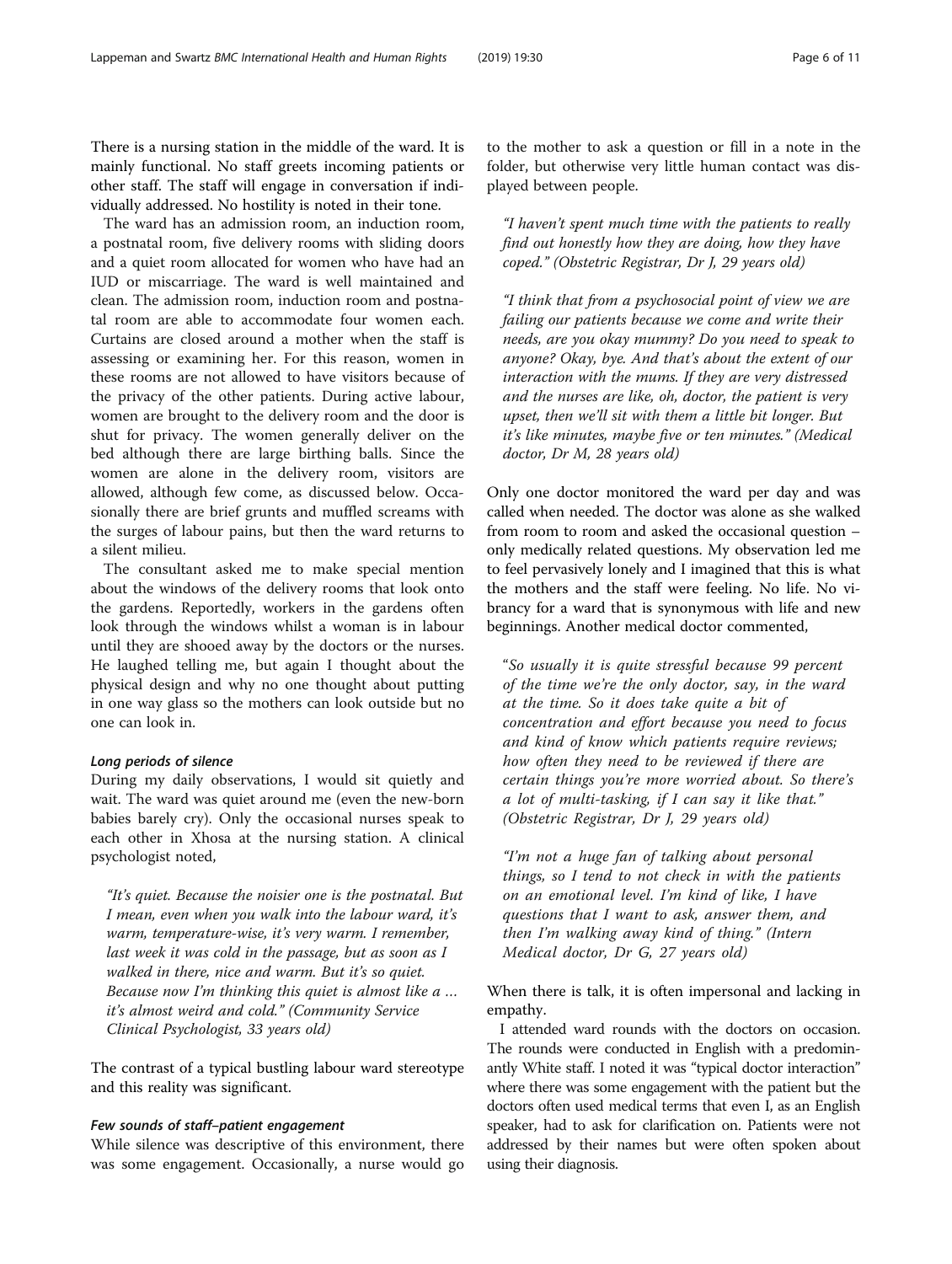There is a nursing station in the middle of the ward. It is mainly functional. No staff greets incoming patients or other staff. The staff will engage in conversation if individually addressed. No hostility is noted in their tone.

The ward has an admission room, an induction room, a postnatal room, five delivery rooms with sliding doors and a quiet room allocated for women who have had an IUD or miscarriage. The ward is well maintained and clean. The admission room, induction room and postnatal room are able to accommodate four women each. Curtains are closed around a mother when the staff is assessing or examining her. For this reason, women in these rooms are not allowed to have visitors because of the privacy of the other patients. During active labour, women are brought to the delivery room and the door is shut for privacy. The women generally deliver on the bed although there are large birthing balls. Since the women are alone in the delivery room, visitors are allowed, although few come, as discussed below. Occasionally there are brief grunts and muffled screams with the surges of labour pains, but then the ward returns to a silent milieu.

The consultant asked me to make special mention about the windows of the delivery rooms that look onto the gardens. Reportedly, workers in the gardens often look through the windows whilst a woman is in labour until they are shooed away by the doctors or the nurses. He laughed telling me, but again I thought about the physical design and why no one thought about putting in one way glass so the mothers can look outside but no one can look in.

#### *Long periods of silence*

During my daily observations, I would sit quietly and wait. The ward was quiet around me (even the new-born babies barely cry). Only the occasional nurses speak to each other in Xhosa at the nursing station. A clinical psychologist noted,

> *"It's quiet. Because the noisier one is the postnatal. But I mean, even when you walk into the labour ward, it's warm, temperature-wise, it's very warm. I remember, last week it was cold in the passage, but as soon as I walked in there, nice and warm. But it's so quiet. Because now I'm thinking this quiet is almost like a … it's almost weird and cold."* (Community Service Clinical Psychologist, 33 years old)

The contrast of a typical bustling labour ward stereotype and this reality was significant.

#### *Few sounds of staff–patient engagement*

While silence was descriptive of this environment, there was some engagement. Occasionally, a nurse would go to the mother to ask a question or fill in a note in the folder, but otherwise very little human contact was displayed between people.

> *"I haven't spent much time with the patients to really find out honestly how they are doing, how they have coped."* (Obstetric Registrar, Dr J, 29 years old)

> *"I think that from a psychosocial point of view we are failing our patients because we come and write their needs, are you okay mummy? Do you need to speak to anyone? Okay, bye. And that's about the extent of our interaction with the mums. If they are very distressed and the nurses are like, oh, doctor, the patient is very upset, then we'll sit with them a little bit longer. But it's like minutes, maybe five or ten minutes."* (Medical doctor, Dr M, 28 years old)

Only one doctor monitored the ward per day and was called when needed. The doctor was alone as she walked from room to room and asked the occasional question – only medically related questions. My observation led me to feel pervasively lonely and I imagined that this is what the mothers and the staff were feeling. No life. No vibrancy for a ward that is synonymous with life and new beginnings. Another medical doctor commented,

> *"So usually it is quite stressful because 99 percent of the time we're the only doctor, say, in the ward at the time. So it does take quite a bit of concentration and effort because you need to focus and kind of know which patients require reviews; how often they need to be reviewed if there are certain things you're more worried about. So there's a lot of multi-tasking, if I can say it like that."* (Obstetric Registrar, Dr J, 29 years old)

> *"I'm not a huge fan of talking about personal things, so I tend to not check in with the patients on an emotional level. I'm kind of like, I have questions that I want to ask, answer them, and then I'm walking away kind of thing."* (Intern Medical doctor, Dr G, 27 years old)

When there is talk, it is often impersonal and lacking in empathy.

I attended ward rounds with the doctors on occasion. The rounds were conducted in English with a predominantly White staff. I noted it was "typical doctor interaction" where there was some engagement with the patient but the doctors often used medical terms that even I, as an English speaker, had to ask for clarification on. Patients were not addressed by their names but were often spoken about using their diagnosis.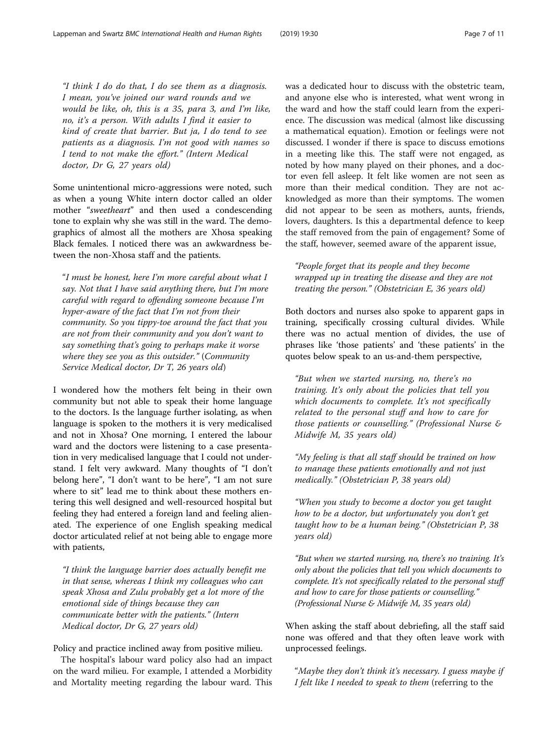*"I think I do do that, I do see them as a diagnosis. I mean, you've joined our ward rounds and we would be like, oh, this is a 35, para 3, and I'm like, no, it's a person. With adults I find it easier to kind of create that barrier. But ja, I do tend to see patients as a diagnosis. I'm not good with names so I tend to not make the effort." (Intern Medical doctor, Dr G, 27 years old)*

Some unintentional micro-aggressions were noted, such as when a young White intern doctor called an older mother "*sweetheart*" and then used a condescending tone to explain why she was still in the ward. The demographics of almost all the mothers are Xhosa speaking Black females. I noticed there was an awkwardness between the non-Xhosa staff and the patients.

"*I must be honest, here I'm more careful about what I say. Not that I have said anything there, but I'm more careful with regard to offending someone because I'm hyper-aware of the fact that I'm not from their community. So you tippy-toe around the fact that you are not from their community and you don't want to say something that's going to perhaps make it worse where they see you as this outsider.*" (*Community Service Medical doctor, Dr T, 26 years old*)

I wondered how the mothers felt being in their own community but not able to speak their home language to the doctors. Is the language further isolating, as when language is spoken to the mothers it is very medicalised and not in Xhosa? One morning, I entered the labour ward and the doctors were listening to a case presentation in very medicalised language that I could not understand. I felt very awkward. Many thoughts of "I don't belong here", "I don't want to be here", "I am not sure where to sit" lead me to think about these mothers entering this well designed and well-resourced hospital but feeling they had entered a foreign land and feeling alienated. The experience of one English speaking medical doctor articulated relief at not being able to engage more with patients,

*"I think the language barrier does actually benefit me in that sense, whereas I think my colleagues who can speak Xhosa and Zulu probably get a lot more of the emotional side of things because they can communicate better with the patients." (Intern Medical doctor, Dr G, 27 years old)*

Policy and practice inclined away from positive milieu.

The hospital's labour ward policy also had an impact on the ward milieu. For example, I attended a Morbidity and Mortality meeting regarding the labour ward. This was a dedicated hour to discuss with the obstetric team, and anyone else who is interested, what went wrong in the ward and how the staff could learn from the experience. The discussion was medical (almost like discussing a mathematical equation). Emotion or feelings were not discussed. I wonder if there is space to discuss emotions in a meeting like this. The staff were not engaged, as noted by how many played on their phones, and a doctor even fell asleep. It felt like women are not seen as more than their medical condition. They are not acknowledged as more than their symptoms. The women did not appear to be seen as mothers, aunts, friends, lovers, daughters. Is this a departmental defence to keep the staff removed from the pain of engagement? Some of the staff, however, seemed aware of the apparent issue,

*"People forget that its people and they become wrapped up in treating the disease and they are not treating the person." (Obstetrician E, 36 years old)*

Both doctors and nurses also spoke to apparent gaps in training, specifically crossing cultural divides. While there was no actual mention of divides, the use of phrases like 'those patients' and 'these patients' in the quotes below speak to an us-and-them perspective,

*"But when we started nursing, no, there's no training. It's only about the policies that tell you which documents to complete. It's not specifically related to the personal stuff and how to care for those patients or counselling." (Professional Nurse & Midwife M, 35 years old)*

*"My feeling is that all staff should be trained on how to manage these patients emotionally and not just medically." (Obstetrician P, 38 years old)*

*"When you study to become a doctor you get taught how to be a doctor, but unfortunately you don't get taught how to be a human being." (Obstetrician P, 38 years old)*

*"But when we started nursing, no, there's no training. It's only about the policies that tell you which documents to complete. It's not specifically related to the personal stuff and how to care for those patients or counselling." (Professional Nurse & Midwife M, 35 years old)*

When asking the staff about debriefing, all the staff said none was offered and that they often leave work with unprocessed feelings.

"*Maybe they don't think it's necessary. I guess maybe if I felt like I needed to speak to them* (referring to the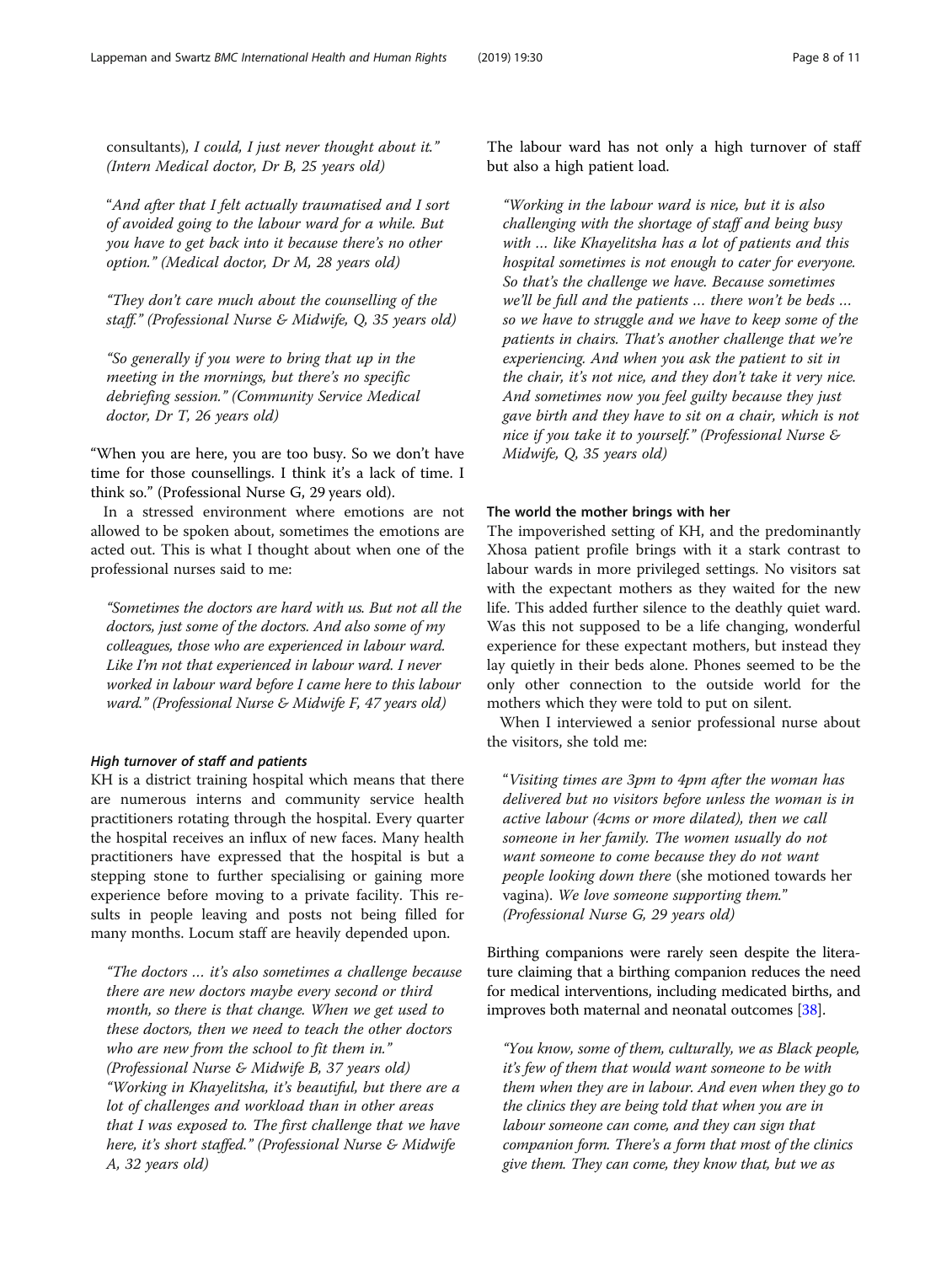consultants), *I could, I just never thought about it."* *(Intern Medical doctor, Dr B, 25 years old)*

"*And after that I felt actually traumatised and I sort of avoided going to the labour ward for a while. But you have to get back into it because there's no other option." (Medical doctor, Dr M, 28 years old)*

*"They don't care much about the counselling of the staff." (Professional Nurse & Midwife, Q, 35 years old)*

*"So generally if you were to bring that up in the meeting in the mornings, but there's no specific debriefing session." (Community Service Medical doctor, Dr T, 26 years old)*

"When you are here, you are too busy. So we don't have time for those counsellings. I think it's a lack of time. I think so." (Professional Nurse G, 29 years old).

In a stressed environment where emotions are not allowed to be spoken about, sometimes the emotions are acted out. This is what I thought about when one of the professional nurses said to me:

*"Sometimes the doctors are hard with us. But not all the doctors, just some of the doctors. And also some of my colleagues, those who are experienced in labour ward. Like I'm not that experienced in labour ward. I never worked in labour ward before I came here to this labour ward." (Professional Nurse & Midwife F, 47 years old)*

#### *High turnover of staff and patients*

KH is a district training hospital which means that there are numerous interns and community service health practitioners rotating through the hospital. Every quarter the hospital receives an influx of new faces. Many health practitioners have expressed that the hospital is but a stepping stone to further specialising or gaining more experience before moving to a private facility. This results in people leaving and posts not being filled for many months. Locum staff are heavily depended upon.

*"The doctors … it's also sometimes a challenge because there are new doctors maybe every second or third month, so there is that change. When we get used to these doctors, then we need to teach the other doctors who are new from the school to fit them in." (Professional Nurse & Midwife B, 37 years old)*
*"Working in Khayelitsha, it's beautiful, but there are a lot of challenges and workload than in other areas that I was exposed to. The first challenge that we have here, it's short staffed." (Professional Nurse & Midwife A, 32 years old)*

The labour ward has not only a high turnover of staff but also a high patient load.

*"Working in the labour ward is nice, but it is also challenging with the shortage of staff and being busy with … like Khayelitsha has a lot of patients and this hospital sometimes is not enough to cater for everyone. So that's the challenge we have. Because sometimes we'll be full and the patients … there won't be beds … so we have to struggle and we have to keep some of the patients in chairs. That's another challenge that we're experiencing. And when you ask the patient to sit in the chair, it's not nice, and they don't take it very nice. And sometimes now you feel guilty because they just gave birth and they have to sit on a chair, which is not nice if you take it to yourself." (Professional Nurse & Midwife, Q, 35 years old)*

### The world the mother brings with her

The impoverished setting of KH, and the predominantly Xhosa patient profile brings with it a stark contrast to labour wards in more privileged settings. No visitors sat with the expectant mothers as they waited for the new life. This added further silence to the deathly quiet ward. Was this not supposed to be a life changing, wonderful experience for these expectant mothers, but instead they lay quietly in their beds alone. Phones seemed to be the only other connection to the outside world for the mothers which they were told to put on silent.

When I interviewed a senior professional nurse about the visitors, she told me:

"*Visiting times are 3pm to 4pm after the woman has delivered but no visitors before unless the woman is in active labour (4cms or more dilated), then we call someone in her family. The women usually do not want someone to come because they do not want people looking down there* (she motioned towards her vagina). *We love someone supporting them*." *(Professional Nurse G, 29 years old)*

Birthing companions were rarely seen despite the literature claiming that a birthing companion reduces the need for medical interventions, including medicated births, and improves both maternal and neonatal outcomes [38].

*"You know, some of them, culturally, we as Black people, it's few of them that would want someone to be with them when they are in labour. And even when they go to the clinics they are being told that when you are in labour someone can come, and they can sign that companion form. There's a form that most of the clinics give them. They can come, they know that, but we as*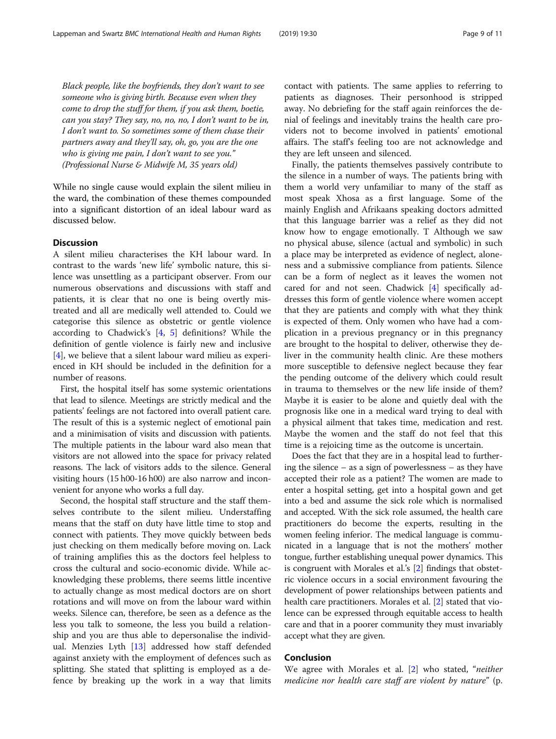*Black people, like the boyfriends, they don't want to see someone who is giving birth. Because even when they come to drop the stuff for them, if you ask them, boetie, can you stay? They say, no, no, no, I don't want to be in, I don't want to. So sometimes some of them chase their partners away and they'll say, oh, go, you are the one who is giving me pain, I don't want to see you." (Professional Nurse & Midwife M, 35 years old)*

While no single cause would explain the silent milieu in the ward, the combination of these themes compounded into a significant distortion of an ideal labour ward as discussed below.

## Discussion

A silent milieu characterises the KH labour ward. In contrast to the wards 'new life' symbolic nature, this silence was unsettling as a participant observer. From our numerous observations and discussions with staff and patients, it is clear that no one is being overtly mistreated and all are medically well attended to. Could we categorise this silence as obstetric or gentle violence according to Chadwick's [4, 5] definitions? While the definition of gentle violence is fairly new and inclusive [4], we believe that a silent labour ward milieu as experienced in KH should be included in the definition for a number of reasons.

First, the hospital itself has some systemic orientations that lead to silence. Meetings are strictly medical and the patients' feelings are not factored into overall patient care. The result of this is a systemic neglect of emotional pain and a minimisation of visits and discussion with patients. The multiple patients in the labour ward also mean that visitors are not allowed into the space for privacy related reasons. The lack of visitors adds to the silence. General visiting hours (15 h00-16 h00) are also narrow and inconvenient for anyone who works a full day.

Second, the hospital staff structure and the staff themselves contribute to the silent milieu. Understaffing means that the staff on duty have little time to stop and connect with patients. They move quickly between beds just checking on them medically before moving on. Lack of training amplifies this as the doctors feel helpless to cross the cultural and socio-economic divide. While acknowledging these problems, there seems little incentive to actually change as most medical doctors are on short rotations and will move on from the labour ward within weeks. Silence can, therefore, be seen as a defence as the less you talk to someone, the less you build a relationship and you are thus able to depersonalise the individual. Menzies Lyth [13] addressed how staff defended against anxiety with the employment of defences such as splitting. She stated that splitting is employed as a defence by breaking up the work in a way that limits contact with patients. The same applies to referring to patients as diagnoses. Their personhood is stripped away. No debriefing for the staff again reinforces the denial of feelings and inevitably trains the health care providers not to become involved in patients' emotional affairs. The staff's feeling too are not acknowledge and they are left unseen and silenced.

Finally, the patients themselves passively contribute to the silence in a number of ways. The patients bring with them a world very unfamiliar to many of the staff as most speak Xhosa as a first language. Some of the mainly English and Afrikaans speaking doctors admitted that this language barrier was a relief as they did not know how to engage emotionally. T Although we saw no physical abuse, silence (actual and symbolic) in such a place may be interpreted as evidence of neglect, aloneness and a submissive compliance from patients. Silence can be a form of neglect as it leaves the women not cared for and not seen. Chadwick [4] specifically addresses this form of gentle violence where women accept that they are patients and comply with what they think is expected of them. Only women who have had a complication in a previous pregnancy or in this pregnancy are brought to the hospital to deliver, otherwise they deliver in the community health clinic. Are these mothers more susceptible to defensive neglect because they fear the pending outcome of the delivery which could result in trauma to themselves or the new life inside of them? Maybe it is easier to be alone and quietly deal with the prognosis like one in a medical ward trying to deal with a physical ailment that takes time, medication and rest. Maybe the women and the staff do not feel that this time is a rejoicing time as the outcome is uncertain.

Does the fact that they are in a hospital lead to furthering the silence – as a sign of powerlessness – as they have accepted their role as a patient? The women are made to enter a hospital setting, get into a hospital gown and get into a bed and assume the sick role which is normalised and accepted. With the sick role assumed, the health care practitioners do become the experts, resulting in the women feeling inferior. The medical language is communicated in a language that is not the mothers' mother tongue, further establishing unequal power dynamics. This is congruent with Morales et al.'s [2] findings that obstetric violence occurs in a social environment favouring the development of power relationships between patients and health care practitioners. Morales et al. [2] stated that violence can be expressed through equitable access to health care and that in a poorer community they must invariably accept what they are given.

## Conclusion

We agree with Morales et al. [2] who stated, "*neither medicine nor health care staff are violent by nature*" (p.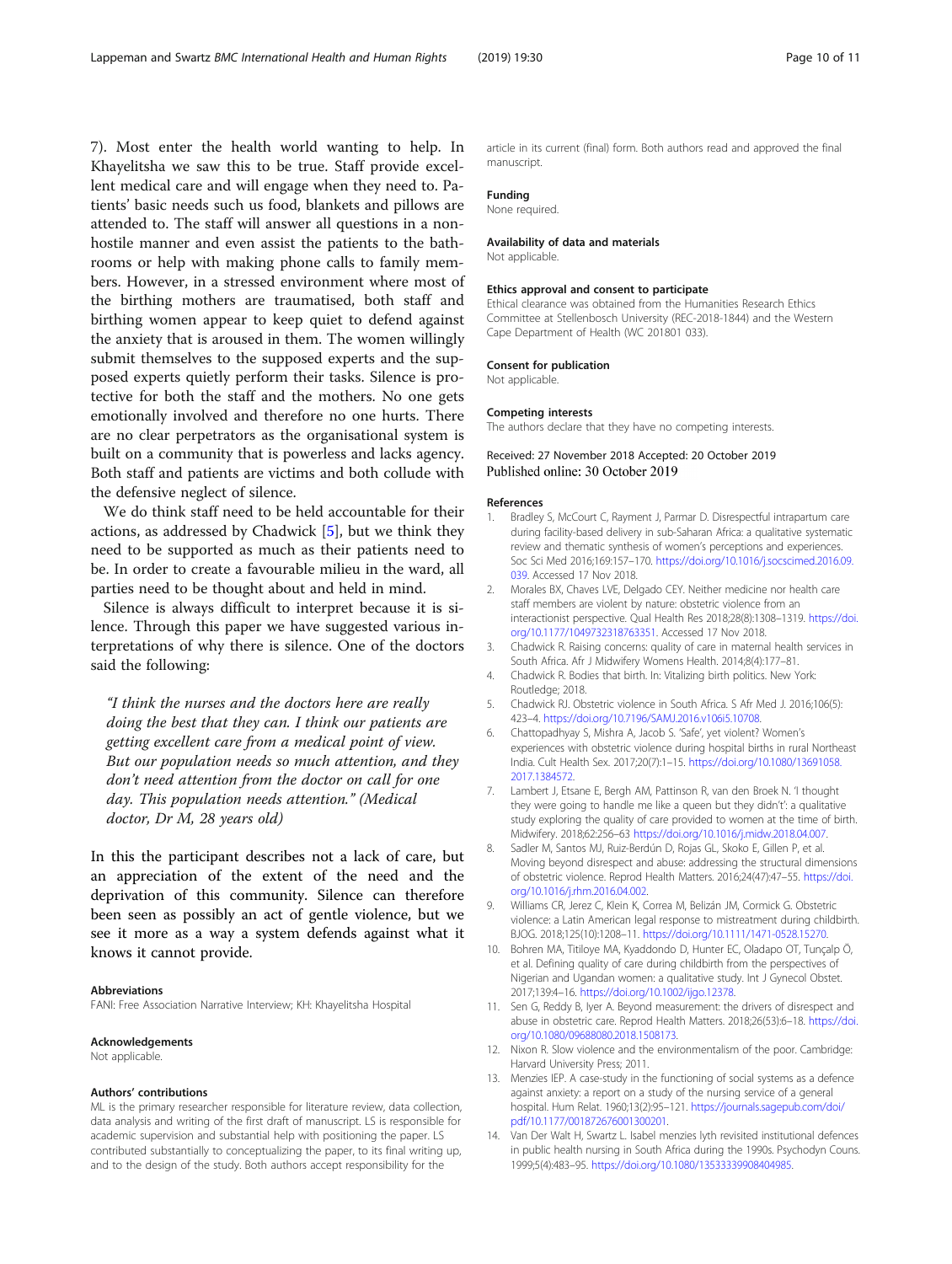7). Most enter the health world wanting to help. In Khayelitsha we saw this to be true. Staff provide excellent medical care and will engage when they need to. Patients' basic needs such us food, blankets and pillows are attended to. The staff will answer all questions in a non-hostile manner and even assist the patients to the bathrooms or help with making phone calls to family members. However, in a stressed environment where most of the birthing mothers are traumatised, both staff and birthing women appear to keep quiet to defend against the anxiety that is aroused in them. The women willingly submit themselves to the supposed experts and the supposed experts quietly perform their tasks. Silence is protective for both the staff and the mothers. No one gets emotionally involved and therefore no one hurts. There are no clear perpetrators as the organisational system is built on a community that is powerless and lacks agency. Both staff and patients are victims and both collude with the defensive neglect of silence.

We do think staff need to be held accountable for their actions, as addressed by Chadwick [5], but we think they need to be supported as much as their patients need to be. In order to create a favourable milieu in the ward, all parties need to be thought about and held in mind.

Silence is always difficult to interpret because it is silence. Through this paper we have suggested various interpretations of why there is silence. One of the doctors said the following:

> *"I think the nurses and the doctors here are really doing the best that they can. I think our patients are getting excellent care from a medical point of view. But our population needs so much attention, and they don't need attention from the doctor on call for one day. This population needs attention." (Medical doctor, Dr M, 28 years old)*

In this the participant describes not a lack of care, but an appreciation of the extent of the need and the deprivation of this community. Silence can therefore been seen as possibly an act of gentle violence, but we see it more as a way a system defends against what it knows it cannot provide.

#### Abbreviations
FANI: Free Association Narrative Interview; KH: Khayelitsha Hospital

#### Acknowledgements
Not applicable.

#### Authors' contributions
ML is the primary researcher responsible for literature review, data collection, data analysis and writing of the first draft of manuscript. LS is responsible for academic supervision and substantial help with positioning the paper. LS contributed substantially to conceptualizing the paper, to its final writing up, and to the design of the study. Both authors accept responsibility for the article in its current (final) form. Both authors read and approved the final manuscript.

#### Funding
None required.

#### Availability of data and materials
Not applicable.

#### Ethics approval and consent to participate
Ethical clearance was obtained from the Humanities Research Ethics Committee at Stellenbosch University (REC-2018-1844) and the Western Cape Department of Health (WC 201801 033).

#### Consent for publication
Not applicable.

#### Competing interests
The authors declare that they have no competing interests.

Received: 27 November 2018 Accepted: 20 October 2019
Published online: 30 October 2019

#### References
1. Bradley S, McCourt C, Rayment J, Parmar D. Disrespectful intrapartum care during facility-based delivery in sub-Saharan Africa: a qualitative systematic review and thematic synthesis of women's perceptions and experiences. Soc Sci Med 2016;169:157–170. https://doi.org/10.1016/j.socscimed.2016.09.039. Accessed 17 Nov 2018.
2. Morales BX, Chaves LVE, Delgado CEY. Neither medicine nor health care staff members are violent by nature: obstetric violence from an interactionist perspective. Qual Health Res 2018;28(8):1308–1319. https://doi.org/10.1177/1049732318763351. Accessed 17 Nov 2018.
3. Chadwick R. Raising concerns: quality of care in maternal health services in South Africa. Afr J Midwifery Womens Health. 2014;8(4):177–81.
4. Chadwick R. Bodies that birth. In: Vitalizing birth politics. New York: Routledge; 2018.
5. Chadwick RJ. Obstetric violence in South Africa. S Afr Med J. 2016;106(5): 423–4. https://doi.org/10.7196/SAMJ.2016.v106i5.10708.
6. Chattopadhyay S, Mishra A, Jacob S. 'Safe', yet violent? Women's experiences with obstetric violence during hospital births in rural Northeast India. Cult Health Sex. 2017;20(7):1–15. https://doi.org/10.1080/13691058.2017.1384572.
7. Lambert J, Etsane E, Bergh AM, Pattinson R, van den Broek N. 'I thought they were going to handle me like a queen but they didn't': a qualitative study exploring the quality of care provided to women at the time of birth. Midwifery. 2018;62:256–63 https://doi.org/10.1016/j.midw.2018.04.007.
8. Sadler M, Santos MJ, Ruiz-Berdún D, Rojas GL, Skoko E, Gillen P, et al. Moving beyond disrespect and abuse: addressing the structural dimensions of obstetric violence. Reprod Health Matters. 2016;24(47):47–55. https://doi.org/10.1016/j.rhm.2016.04.002.
9. Williams CR, Jerez C, Klein K, Correa M, Belizán JM, Cormick G. Obstetric violence: a Latin American legal response to mistreatment during childbirth. BJOG. 2018;125(10):1208–11. https://doi.org/10.1111/1471-0528.15270.
10. Bohren MA, Titiloye MA, Kyaddondo D, Hunter EC, Oladapo OT, Tunçalp Ö, et al. Defining quality of care during childbirth from the perspectives of Nigerian and Ugandan women: a qualitative study. Int J Gynecol Obstet. 2017;139:4–16. https://doi.org/10.1002/ijgo.12378.
11. Sen G, Reddy B, Iyer A. Beyond measurement: the drivers of disrespect and abuse in obstetric care. Reprod Health Matters. 2018;26(53):6–18. https://doi.org/10.1080/09688080.2018.1508173.
12. Nixon R. Slow violence and the environmentalism of the poor. Cambridge: Harvard University Press; 2011.
13. Menzies IEP. A case-study in the functioning of social systems as a defence against anxiety: a report on a study of the nursing service of a general hospital. Hum Relat. 1960;13(2):95–121. https://journals.sagepub.com/doi/pdf/10.1177/001872676001300201.
14. Van Der Walt H, Swartz L. Isabel menzies lyth revisited institutional defences in public health nursing in South Africa during the 1990s. Psychodyn Couns. 1999;5(4):483–95. https://doi.org/10.1080/13533339908404985.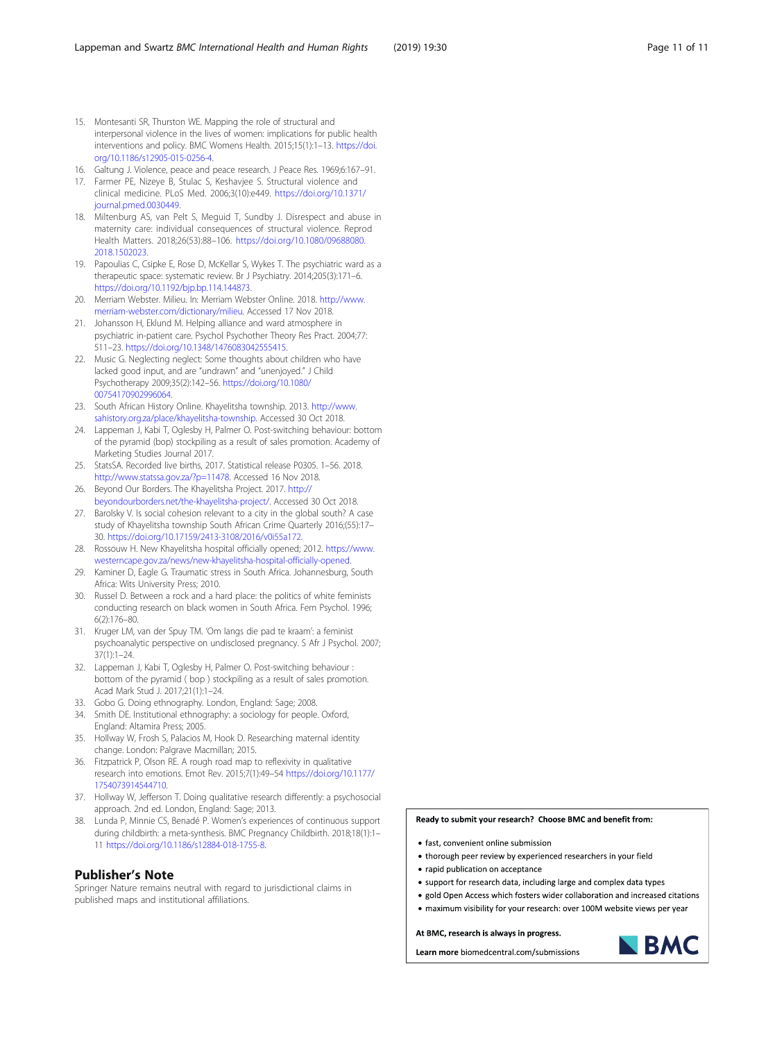15. Montesanti SR, Thurston WE. Mapping the role of structural and interpersonal violence in the lives of women: implications for public health interventions and policy. BMC Womens Health. 2015;15(1):1–13. https://doi.org/10.1186/s12905-015-0256-4.
16. Galtung J. Violence, peace and peace research. J Peace Res. 1969;6:167–91.
17. Farmer PE, Nizeye B, Stulac S, Keshavjee S. Structural violence and clinical medicine. PLoS Med. 2006;3(10):e449. https://doi.org/10.1371/journal.pmed.0030449.
18. Miltenburg AS, van Pelt S, Meguid T, Sundby J. Disrespect and abuse in maternity care: individual consequences of structural violence. Reprod Health Matters. 2018;26(53):88–106. https://doi.org/10.1080/09688080.2018.1502023.
19. Papoulias C, Csipke E, Rose D, McKellar S, Wykes T. The psychiatric ward as a therapeutic space: systematic review. Br J Psychiatry. 2014;205(3):171–6. https://doi.org/10.1192/bjp.bp.114.144873.
20. Merriam Webster. Milieu. In: Merriam Webster Online. 2018. http://www.merriam-webster.com/dictionary/milieu. Accessed 17 Nov 2018.
21. Johansson H, Eklund M. Helping alliance and ward atmosphere in psychiatric in-patient care. Psychol Psychother Theory Res Pract. 2004;77:511–23. https://doi.org/10.1348/1476083042555415.
22. Music G. Neglecting neglect: Some thoughts about children who have lacked good input, and are "undrawn" and "unenjoyed." J Child Psychotherapy 2009;35(2):142–56. https://doi.org/10.1080/00754170902996064.
23. South African History Online. Khayelitsha township. 2013. http://www.sahistory.org.za/place/khayelitsha-township. Accessed 30 Oct 2018.
24. Lappeman J, Kabi T, Oglesby H, Palmer O. Post-switching behaviour: bottom of the pyramid (bop) stockpiling as a result of sales promotion. Academy of Marketing Studies Journal 2017.
25. StatsSA. Recorded live births, 2017. Statistical release P0305. 1–56. 2018. http://www.statssa.gov.za/?p=11478. Accessed 16 Nov 2018.
26. Beyond Our Borders. The Khayelitsha Project. 2017. http://beyondourborders.net/the-khayelitsha-project/. Accessed 30 Oct 2018.
27. Barolsky V. Is social cohesion relevant to a city in the global south? A case study of Khayelitsha township South African Crime Quarterly 2016;(55):17–30. https://doi.org/10.17159/2413-3108/2016/v0i55a172.
28. Rossouw H. New Khayelitsha hospital officially opened; 2012. https://www.westerncape.gov.za/news/new-khayelitsha-hospital-officially-opened.
29. Kaminer D, Eagle G. Traumatic stress in South Africa. Johannesburg, South Africa: Wits University Press; 2010.
30. Russel D. Between a rock and a hard place: the politics of white feminists conducting research on black women in South Africa. Fem Psychol. 1996;6(2):176–80.
31. Kruger LM, van der Spuy TM. 'Om langs die pad te kraam': a feminist psychoanalytic perspective on undisclosed pregnancy. S Afr J Psychol. 2007;37(1):1–24.
32. Lappeman J, Kabi T, Oglesby H, Palmer O. Post-switching behaviour : bottom of the pyramid ( bop ) stockpiling as a result of sales promotion. Acad Mark Stud J. 2017;21(1):1–24.
33. Gobo G. Doing ethnography. London, England: Sage; 2008.
34. Smith DE. Institutional ethnography: a sociology for people. Oxford, England: Altamira Press; 2005.
35. Hollway W, Frosh S, Palacios M, Hook D. Researching maternal identity change. London: Palgrave Macmillan; 2015.
36. Fitzpatrick P, Olson RE. A rough road map to reflexivity in qualitative research into emotions. Emot Rev. 2015;7(1):49–54 https://doi.org/10.1177/1754073914544710.
37. Hollway W, Jefferson T. Doing qualitative research differently: a psychosocial approach. 2nd ed. London, England: Sage; 2013.
38. Lunda P, Minnie CS, Benadé P. Women's experiences of continuous support during childbirth: a meta-synthesis. BMC Pregnancy Childbirth. 2018;18(1):1–11 https://doi.org/10.1186/s12884-018-1755-8.

## Publisher's Note

Springer Nature remains neutral with regard to jurisdictional claims in published maps and institutional affiliations.